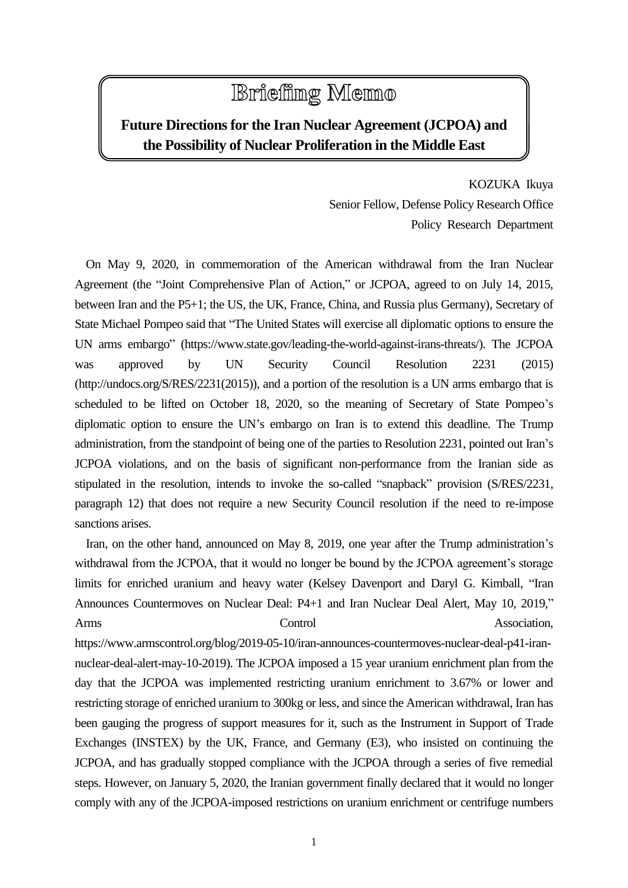# Briefing Memo

## Future Directions for the Iran Nuclear Agreement (JCPOA) and the Possibility of Nuclear Proliferation in the Middle East

KOZUKA Ikuya
Senior Fellow, Defense Policy Research Office
Policy Research Department

On May 9, 2020, in commemoration of the American withdrawal from the Iran Nuclear Agreement (the "Joint Comprehensive Plan of Action," or JCPOA, agreed to on July 14, 2015, between Iran and the P5+1; the US, the UK, France, China, and Russia plus Germany), Secretary of State Michael Pompeo said that "The United States will exercise all diplomatic options to ensure the UN arms embargo" (https://www.state.gov/leading-the-world-against-irans-threats/). The JCPOA was approved by UN Security Council Resolution 2231 (2015) (http://undocs.org/S/RES/2231(2015)), and a portion of the resolution is a UN arms embargo that is scheduled to be lifted on October 18, 2020, so the meaning of Secretary of State Pompeo's diplomatic option to ensure the UN's embargo on Iran is to extend this deadline. The Trump administration, from the standpoint of being one of the parties to Resolution 2231, pointed out Iran's JCPOA violations, and on the basis of significant non-performance from the Iranian side as stipulated in the resolution, intends to invoke the so-called "snapback" provision (S/RES/2231, paragraph 12) that does not require a new Security Council resolution if the need to re-impose sanctions arises.

Iran, on the other hand, announced on May 8, 2019, one year after the Trump administration's withdrawal from the JCPOA, that it would no longer be bound by the JCPOA agreement's storage limits for enriched uranium and heavy water (Kelsey Davenport and Daryl G. Kimball, "Iran Announces Countermoves on Nuclear Deal: P4+1 and Iran Nuclear Deal Alert, May 10, 2019," Arms Control Association, https://www.armscontrol.org/blog/2019-05-10/iran-announces-countermoves-nuclear-deal-p41-iran-nuclear-deal-alert-may-10-2019). The JCPOA imposed a 15 year uranium enrichment plan from the day that the JCPOA was implemented restricting uranium enrichment to 3.67% or lower and restricting storage of enriched uranium to 300kg or less, and since the American withdrawal, Iran has been gauging the progress of support measures for it, such as the Instrument in Support of Trade Exchanges (INSTEX) by the UK, France, and Germany (E3), who insisted on continuing the JCPOA, and has gradually stopped compliance with the JCPOA through a series of five remedial steps. However, on January 5, 2020, the Iranian government finally declared that it would no longer comply with any of the JCPOA-imposed restrictions on uranium enrichment or centrifuge numbers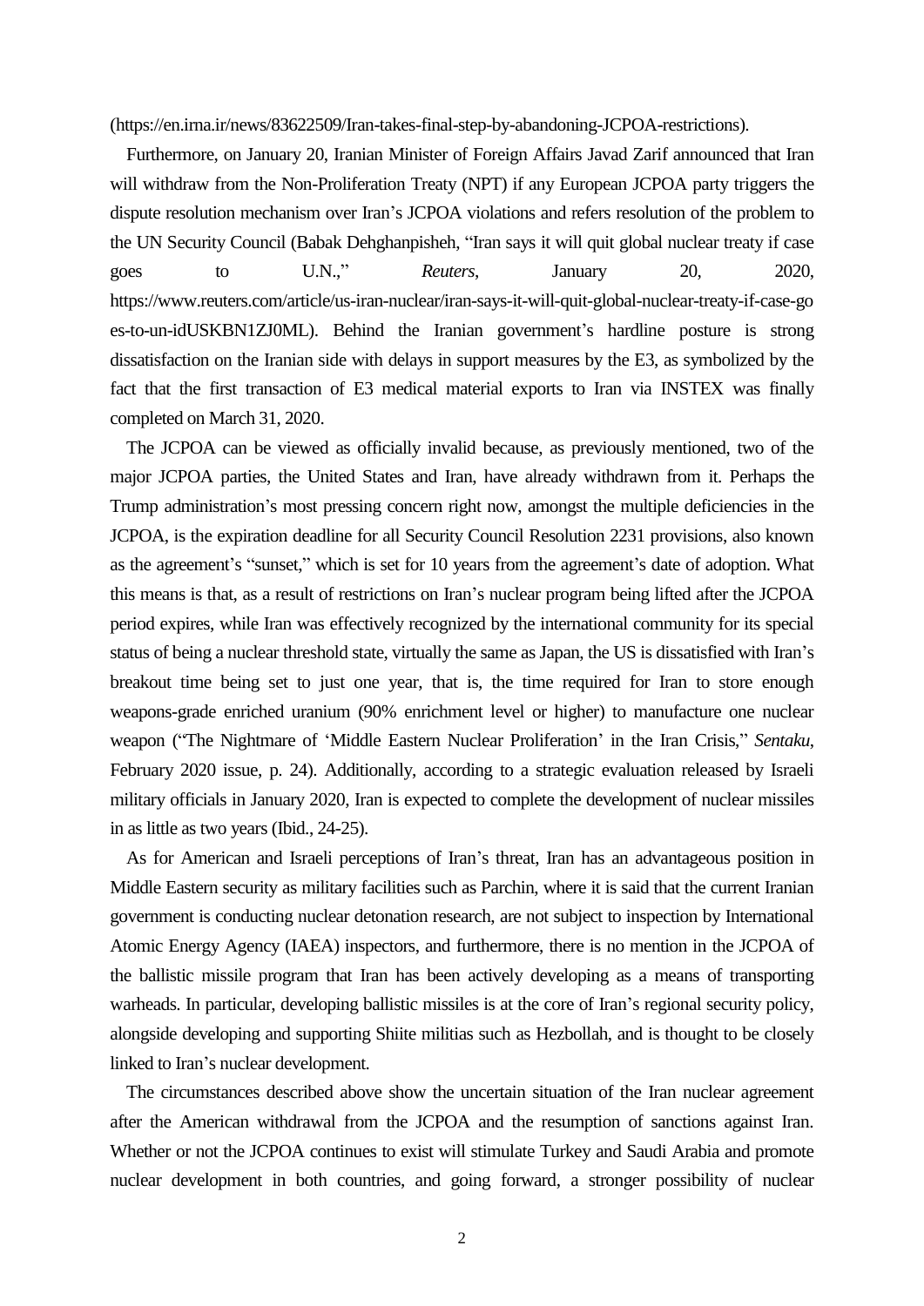(https://en.irna.ir/news/83622509/Iran-takes-final-step-by-abandoning-JCPOA-restrictions).

Furthermore, on January 20, Iranian Minister of Foreign Affairs Javad Zarif announced that Iran will withdraw from the Non-Proliferation Treaty (NPT) if any European JCPOA party triggers the dispute resolution mechanism over Iran's JCPOA violations and refers resolution of the problem to the UN Security Council (Babak Dehghanpisheh, "Iran says it will quit global nuclear treaty if case goes to U.N.," *Reuters*, January 20, 2020, https://www.reuters.com/article/us-iran-nuclear/iran-says-it-will-quit-global-nuclear-treaty-if-case-goes-to-un-idUSKBN1ZJ0ML). Behind the Iranian government's hardline posture is strong dissatisfaction on the Iranian side with delays in support measures by the E3, as symbolized by the fact that the first transaction of E3 medical material exports to Iran via INSTEX was finally completed on March 31, 2020.

The JCPOA can be viewed as officially invalid because, as previously mentioned, two of the major JCPOA parties, the United States and Iran, have already withdrawn from it. Perhaps the Trump administration's most pressing concern right now, amongst the multiple deficiencies in the JCPOA, is the expiration deadline for all Security Council Resolution 2231 provisions, also known as the agreement's "sunset," which is set for 10 years from the agreement's date of adoption. What this means is that, as a result of restrictions on Iran's nuclear program being lifted after the JCPOA period expires, while Iran was effectively recognized by the international community for its special status of being a nuclear threshold state, virtually the same as Japan, the US is dissatisfied with Iran's breakout time being set to just one year, that is, the time required for Iran to store enough weapons-grade enriched uranium (90% enrichment level or higher) to manufacture one nuclear weapon ("The Nightmare of 'Middle Eastern Nuclear Proliferation' in the Iran Crisis," *Sentaku*, February 2020 issue, p. 24). Additionally, according to a strategic evaluation released by Israeli military officials in January 2020, Iran is expected to complete the development of nuclear missiles in as little as two years (Ibid., 24-25).

As for American and Israeli perceptions of Iran's threat, Iran has an advantageous position in Middle Eastern security as military facilities such as Parchin, where it is said that the current Iranian government is conducting nuclear detonation research, are not subject to inspection by International Atomic Energy Agency (IAEA) inspectors, and furthermore, there is no mention in the JCPOA of the ballistic missile program that Iran has been actively developing as a means of transporting warheads. In particular, developing ballistic missiles is at the core of Iran's regional security policy, alongside developing and supporting Shiite militias such as Hezbollah, and is thought to be closely linked to Iran's nuclear development.

The circumstances described above show the uncertain situation of the Iran nuclear agreement after the American withdrawal from the JCPOA and the resumption of sanctions against Iran. Whether or not the JCPOA continues to exist will stimulate Turkey and Saudi Arabia and promote nuclear development in both countries, and going forward, a stronger possibility of nuclear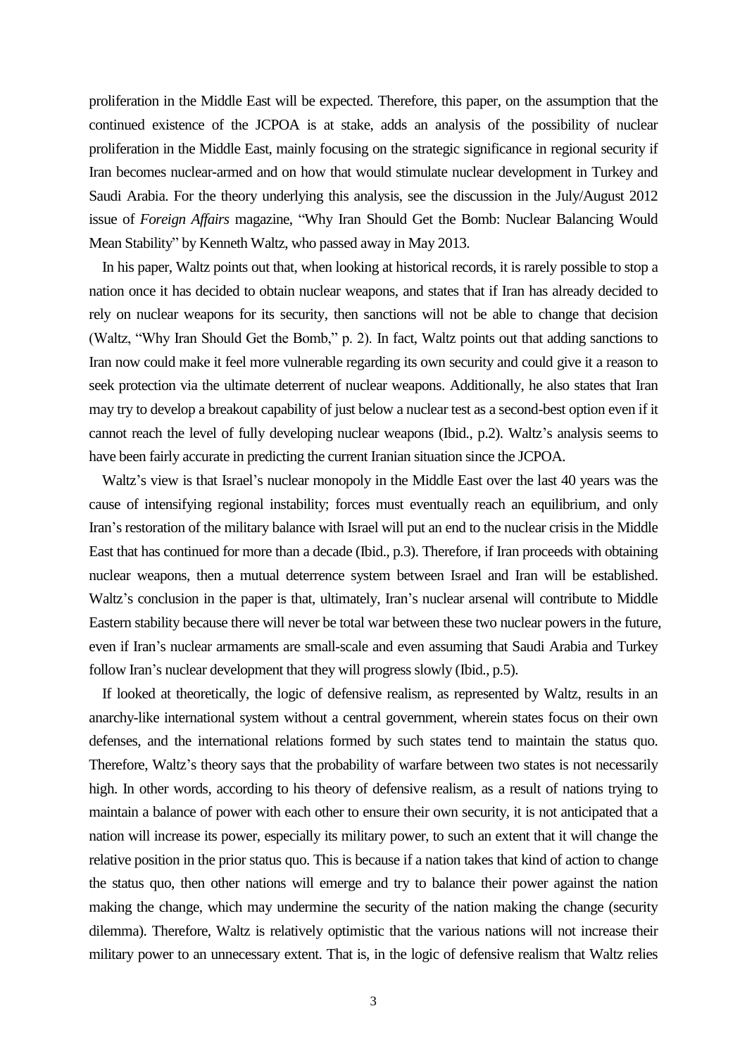proliferation in the Middle East will be expected. Therefore, this paper, on the assumption that the continued existence of the JCPOA is at stake, adds an analysis of the possibility of nuclear proliferation in the Middle East, mainly focusing on the strategic significance in regional security if Iran becomes nuclear-armed and on how that would stimulate nuclear development in Turkey and Saudi Arabia. For the theory underlying this analysis, see the discussion in the July/August 2012 issue of *Foreign Affairs* magazine, "Why Iran Should Get the Bomb: Nuclear Balancing Would Mean Stability" by Kenneth Waltz, who passed away in May 2013.

In his paper, Waltz points out that, when looking at historical records, it is rarely possible to stop a nation once it has decided to obtain nuclear weapons, and states that if Iran has already decided to rely on nuclear weapons for its security, then sanctions will not be able to change that decision (Waltz, "Why Iran Should Get the Bomb," p. 2). In fact, Waltz points out that adding sanctions to Iran now could make it feel more vulnerable regarding its own security and could give it a reason to seek protection via the ultimate deterrent of nuclear weapons. Additionally, he also states that Iran may try to develop a breakout capability of just below a nuclear test as a second-best option even if it cannot reach the level of fully developing nuclear weapons (Ibid., p.2). Waltz's analysis seems to have been fairly accurate in predicting the current Iranian situation since the JCPOA.

Waltz's view is that Israel's nuclear monopoly in the Middle East over the last 40 years was the cause of intensifying regional instability; forces must eventually reach an equilibrium, and only Iran's restoration of the military balance with Israel will put an end to the nuclear crisis in the Middle East that has continued for more than a decade (Ibid., p.3). Therefore, if Iran proceeds with obtaining nuclear weapons, then a mutual deterrence system between Israel and Iran will be established. Waltz's conclusion in the paper is that, ultimately, Iran's nuclear arsenal will contribute to Middle Eastern stability because there will never be total war between these two nuclear powers in the future, even if Iran's nuclear armaments are small-scale and even assuming that Saudi Arabia and Turkey follow Iran's nuclear development that they will progress slowly (Ibid., p.5).

If looked at theoretically, the logic of defensive realism, as represented by Waltz, results in an anarchy-like international system without a central government, wherein states focus on their own defenses, and the international relations formed by such states tend to maintain the status quo. Therefore, Waltz's theory says that the probability of warfare between two states is not necessarily high. In other words, according to his theory of defensive realism, as a result of nations trying to maintain a balance of power with each other to ensure their own security, it is not anticipated that a nation will increase its power, especially its military power, to such an extent that it will change the relative position in the prior status quo. This is because if a nation takes that kind of action to change the status quo, then other nations will emerge and try to balance their power against the nation making the change, which may undermine the security of the nation making the change (security dilemma). Therefore, Waltz is relatively optimistic that the various nations will not increase their military power to an unnecessary extent. That is, in the logic of defensive realism that Waltz relies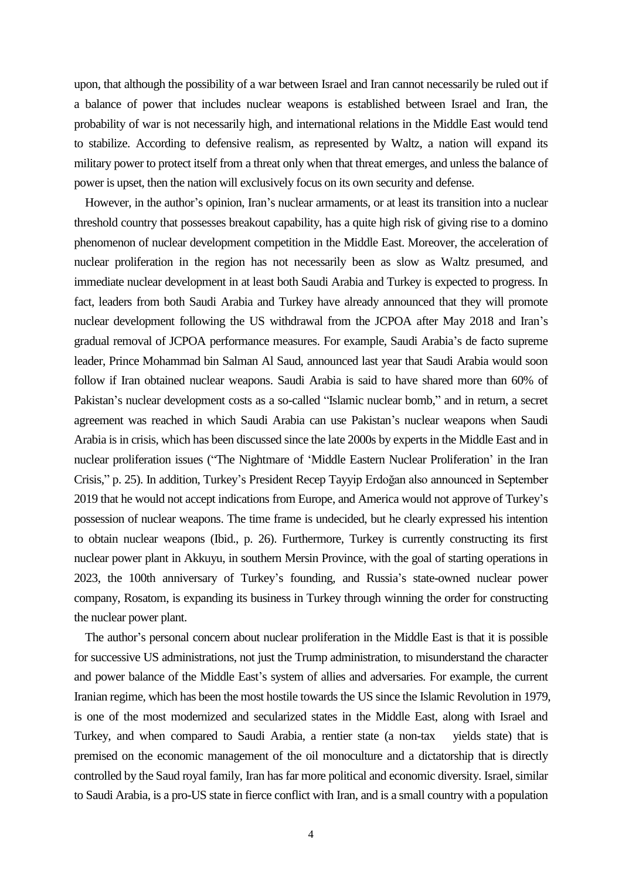upon, that although the possibility of a war between Israel and Iran cannot necessarily be ruled out if a balance of power that includes nuclear weapons is established between Israel and Iran, the probability of war is not necessarily high, and international relations in the Middle East would tend to stabilize. According to defensive realism, as represented by Waltz, a nation will expand its military power to protect itself from a threat only when that threat emerges, and unless the balance of power is upset, then the nation will exclusively focus on its own security and defense.

However, in the author's opinion, Iran's nuclear armaments, or at least its transition into a nuclear threshold country that possesses breakout capability, has a quite high risk of giving rise to a domino phenomenon of nuclear development competition in the Middle East. Moreover, the acceleration of nuclear proliferation in the region has not necessarily been as slow as Waltz presumed, and immediate nuclear development in at least both Saudi Arabia and Turkey is expected to progress. In fact, leaders from both Saudi Arabia and Turkey have already announced that they will promote nuclear development following the US withdrawal from the JCPOA after May 2018 and Iran's gradual removal of JCPOA performance measures. For example, Saudi Arabia's de facto supreme leader, Prince Mohammad bin Salman Al Saud, announced last year that Saudi Arabia would soon follow if Iran obtained nuclear weapons. Saudi Arabia is said to have shared more than 60% of Pakistan's nuclear development costs as a so-called "Islamic nuclear bomb," and in return, a secret agreement was reached in which Saudi Arabia can use Pakistan's nuclear weapons when Saudi Arabia is in crisis, which has been discussed since the late 2000s by experts in the Middle East and in nuclear proliferation issues ("The Nightmare of 'Middle Eastern Nuclear Proliferation' in the Iran Crisis," p. 25). In addition, Turkey's President Recep Tayyip Erdoğan also announced in September 2019 that he would not accept indications from Europe, and America would not approve of Turkey's possession of nuclear weapons. The time frame is undecided, but he clearly expressed his intention to obtain nuclear weapons (Ibid., p. 26). Furthermore, Turkey is currently constructing its first nuclear power plant in Akkuyu, in southern Mersin Province, with the goal of starting operations in 2023, the 100th anniversary of Turkey's founding, and Russia's state-owned nuclear power company, Rosatom, is expanding its business in Turkey through winning the order for constructing the nuclear power plant.

The author's personal concern about nuclear proliferation in the Middle East is that it is possible for successive US administrations, not just the Trump administration, to misunderstand the character and power balance of the Middle East's system of allies and adversaries. For example, the current Iranian regime, which has been the most hostile towards the US since the Islamic Revolution in 1979, is one of the most modernized and secularized states in the Middle East, along with Israel and Turkey, and when compared to Saudi Arabia, a rentier state (a non-tax yields state) that is premised on the economic management of the oil monoculture and a dictatorship that is directly controlled by the Saud royal family, Iran has far more political and economic diversity. Israel, similar to Saudi Arabia, is a pro-US state in fierce conflict with Iran, and is a small country with a population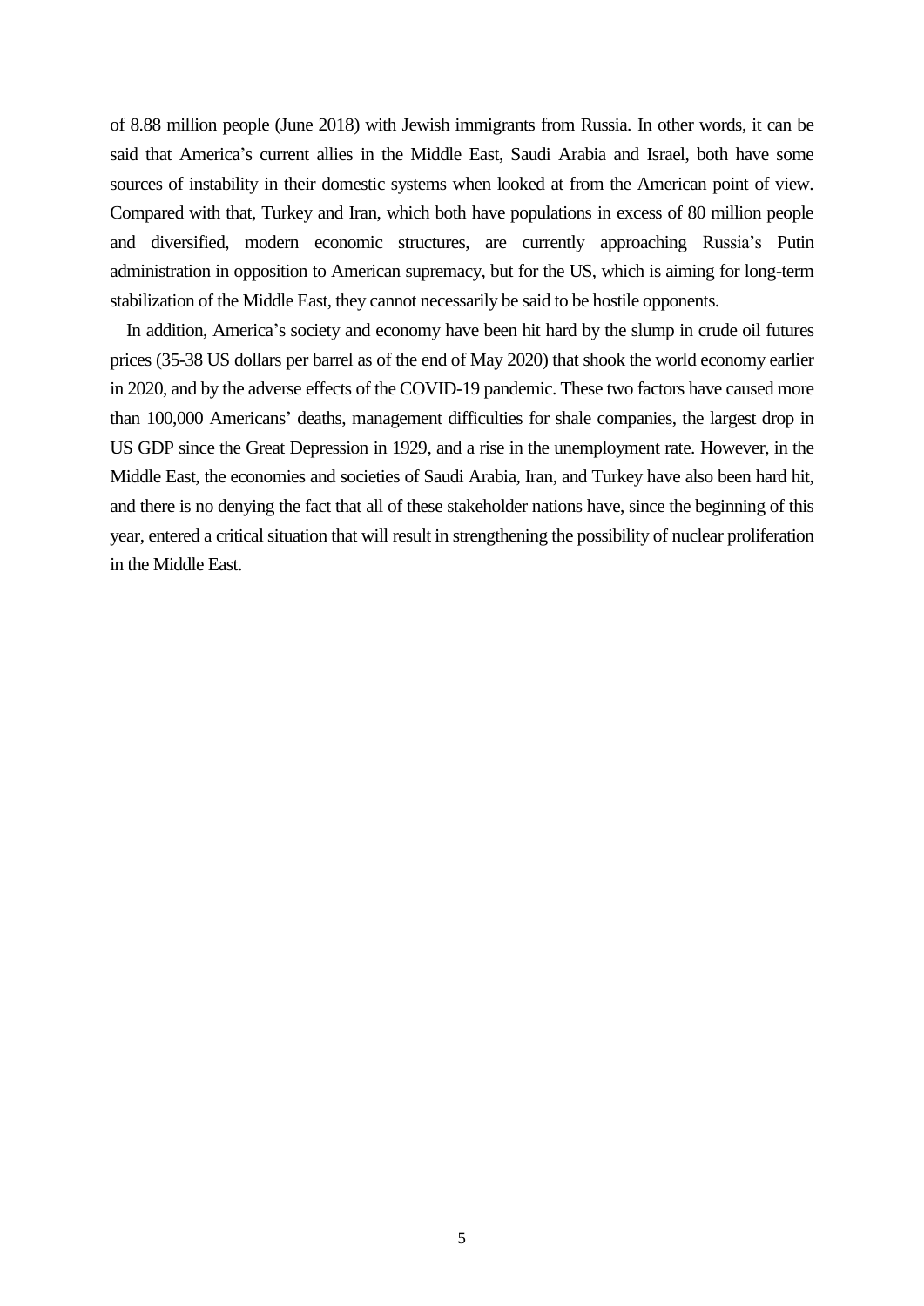of 8.88 million people (June 2018) with Jewish immigrants from Russia. In other words, it can be said that America's current allies in the Middle East, Saudi Arabia and Israel, both have some sources of instability in their domestic systems when looked at from the American point of view. Compared with that, Turkey and Iran, which both have populations in excess of 80 million people and diversified, modern economic structures, are currently approaching Russia's Putin administration in opposition to American supremacy, but for the US, which is aiming for long-term stabilization of the Middle East, they cannot necessarily be said to be hostile opponents.

In addition, America's society and economy have been hit hard by the slump in crude oil futures prices (35-38 US dollars per barrel as of the end of May 2020) that shook the world economy earlier in 2020, and by the adverse effects of the COVID-19 pandemic. These two factors have caused more than 100,000 Americans' deaths, management difficulties for shale companies, the largest drop in US GDP since the Great Depression in 1929, and a rise in the unemployment rate. However, in the Middle East, the economies and societies of Saudi Arabia, Iran, and Turkey have also been hard hit, and there is no denying the fact that all of these stakeholder nations have, since the beginning of this year, entered a critical situation that will result in strengthening the possibility of nuclear proliferation in the Middle East.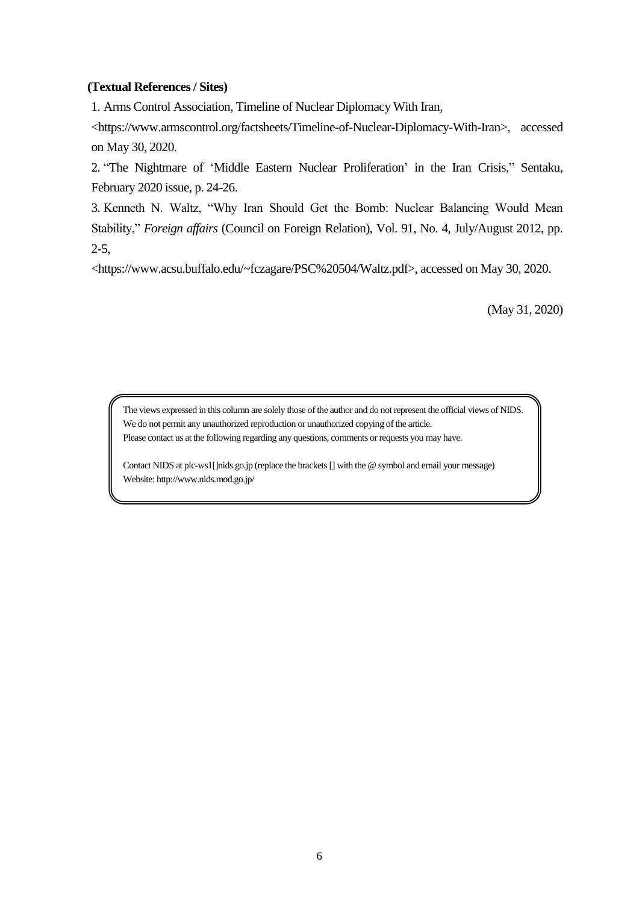**(Textual References / Sites)**

1. Arms Control Association, Timeline of Nuclear Diplomacy With Iran, <https://www.armscontrol.org/factsheets/Timeline-of-Nuclear-Diplomacy-With-Iran>, accessed on May 30, 2020.

2. "The Nightmare of 'Middle Eastern Nuclear Proliferation' in the Iran Crisis," Sentaku, February 2020 issue, p. 24-26.

3. Kenneth N. Waltz, "Why Iran Should Get the Bomb: Nuclear Balancing Would Mean Stability," *Foreign affairs* (Council on Foreign Relation), Vol. 91, No. 4, July/August 2012, pp. 2-5, <https://www.acsu.buffalo.edu/~fczagare/PSC%20504/Waltz.pdf>, accessed on May 30, 2020.

(May 31, 2020)

The views expressed in this column are solely those of the author and do not represent the official views of NIDS.
We do not permit any unauthorized reproduction or unauthorized copying of the article.
Please contact us at the following regarding any questions, comments or requests you may have.

Contact NIDS at plc-ws1[]nids.go.jp (replace the brackets [] with the @ symbol and email your message)
Website: http://www.nids.mod.go.jp/